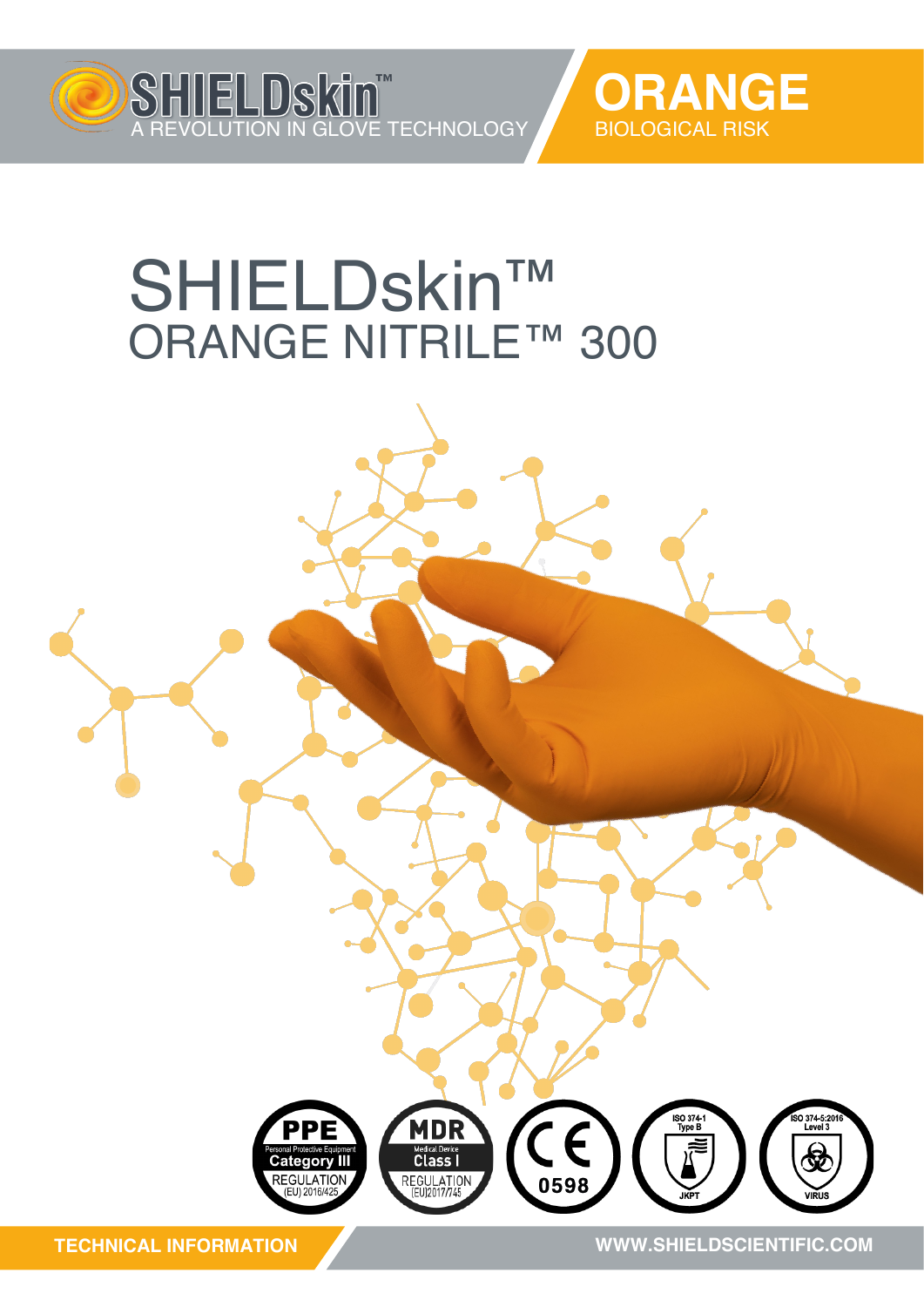SHIELDskin™
A REVOLUTION IN GLOVE TECHNOLOGY

**ORANGE**
BIOLOGICAL RISK

# SHIELDskin™
## ORANGE NITRILE™ 300

PPE
Personal Protective Equipment
Category III
REGULATION (EU) 2016/425

MDR
Medical Device
Class I
REGULATION (EU)2017/745

CE 0598

ISO 374-1
Type B
JKPT

ISO 374-5:2016
Level 3
VIRUS

**TECHNICAL INFORMATION**

**WWW.SHIELDSCIENTIFIC.COM**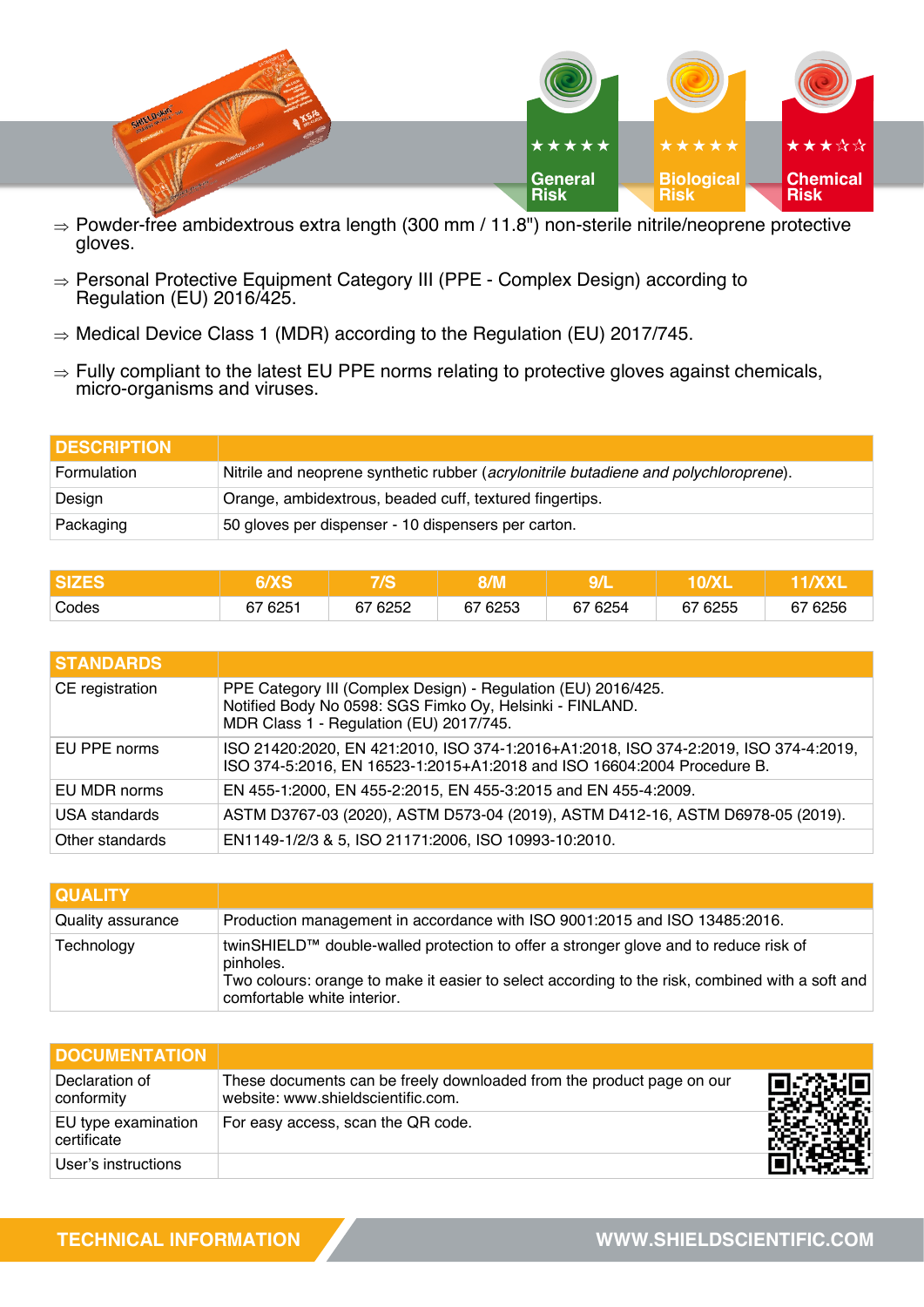★★★★★ General Risk

★★★★★ Biological Risk

★★★☆☆ Chemical Risk

⇒ Powder-free ambidextrous extra length (300 mm / 11.8") non-sterile nitrile/neoprene protective gloves.

⇒ Personal Protective Equipment Category III (PPE - Complex Design) according to Regulation (EU) 2016/425.

⇒ Medical Device Class 1 (MDR) according to the Regulation (EU) 2017/745.

⇒ Fully compliant to the latest EU PPE norms relating to protective gloves against chemicals, micro-organisms and viruses.

| DESCRIPTION | |
|---|---|
| Formulation | Nitrile and neoprene synthetic rubber (*acrylonitrile butadiene and polychloroprene*). |
| Design | Orange, ambidextrous, beaded cuff, textured fingertips. |
| Packaging | 50 gloves per dispenser - 10 dispensers per carton. |

| SIZES | 6/XS | 7/S | 8/M | 9/L | 10/XL | 11/XXL |
|---|---|---|---|---|---|---|
| Codes | 67 6251 | 67 6252 | 67 6253 | 67 6254 | 67 6255 | 67 6256 |

| STANDARDS | |
|---|---|
| CE registration | PPE Category III (Complex Design) - Regulation (EU) 2016/425.<br>Notified Body No 0598: SGS Fimko Oy, Helsinki - FINLAND.<br>MDR Class 1 - Regulation (EU) 2017/745. |
| EU PPE norms | ISO 21420:2020, EN 421:2010, ISO 374-1:2016+A1:2018, ISO 374-2:2019, ISO 374-4:2019, ISO 374-5:2016, EN 16523-1:2015+A1:2018 and ISO 16604:2004 Procedure B. |
| EU MDR norms | EN 455-1:2000, EN 455-2:2015, EN 455-3:2015 and EN 455-4:2009. |
| USA standards | ASTM D3767-03 (2020), ASTM D573-04 (2019), ASTM D412-16, ASTM D6978-05 (2019). |
| Other standards | EN1149-1/2/3 & 5, ISO 21171:2006, ISO 10993-10:2010. |

| QUALITY | |
|---|---|
| Quality assurance | Production management in accordance with ISO 9001:2015 and ISO 13485:2016. |
| Technology | twinSHIELD™ double-walled protection to offer a stronger glove and to reduce risk of pinholes.<br>Two colours: orange to make it easier to select according to the risk, combined with a soft and comfortable white interior. |

| DOCUMENTATION | |
|---|---|
| Declaration of conformity | These documents can be freely downloaded from the product page on our website: www.shieldscientific.com. |
| EU type examination certificate | For easy access, scan the QR code. |
| User's instructions | |

TECHNICAL INFORMATION

WWW.SHIELDSCIENTIFIC.COM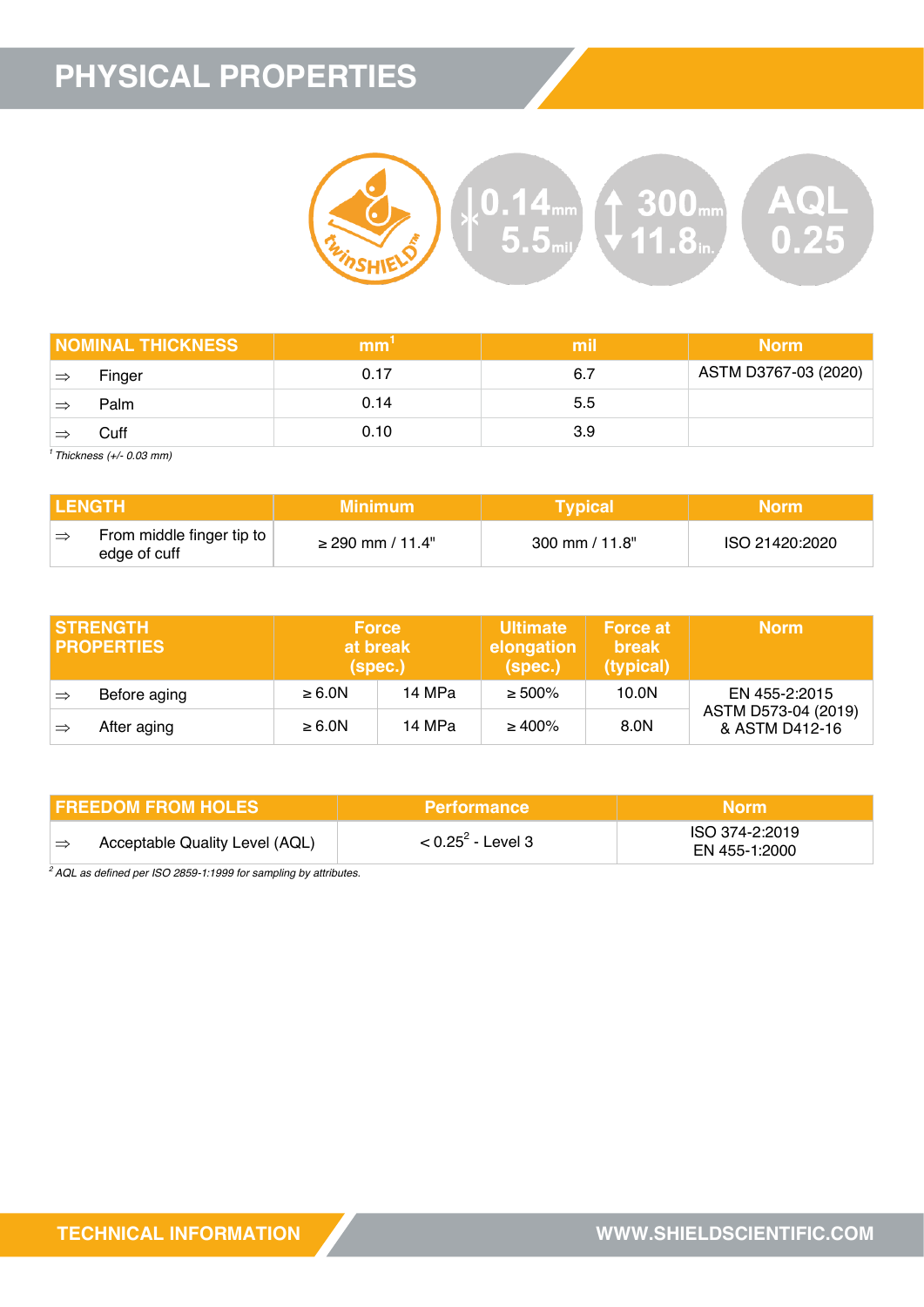# PHYSICAL PROPERTIES

twinSHIELD™ | 0.14 mm 5.5 mil | 300 mm 11.8 in. | AQL 0.25

| NOMINAL THICKNESS | mm[1] | mil | Norm |
|---|---|---|---|
| ⇒ Finger | 0.17 | 6.7 | ASTM D3767-03 (2020) |
| ⇒ Palm | 0.14 | 5.5 | |
| ⇒ Cuff | 0.10 | 3.9 | |

*[1] Thickness (+/- 0.03 mm)*

| LENGTH | Minimum | Typical | Norm |
|---|---|---|---|
| ⇒ From middle finger tip to edge of cuff | ≥ 290 mm / 11.4" | 300 mm / 11.8" | ISO 21420:2020 |

| STRENGTH PROPERTIES | Force at break (spec.) | | Ultimate elongation (spec.) | Force at break (typical) | Norm |
|---|---|---|---|---|---|
| ⇒ Before aging | ≥ 6.0N | 14 MPa | ≥ 500% | 10.0N | EN 455-2:2015 ASTM D573-04 (2019) & ASTM D412-16 |
| ⇒ After aging | ≥ 6.0N | 14 MPa | ≥ 400% | 8.0N | |

| FREEDOM FROM HOLES | Performance | Norm |
|---|---|---|
| ⇒ Acceptable Quality Level (AQL) | < 0.25[2] - Level 3 | ISO 374-2:2019 EN 455-1:2000 |

*[2] AQL as defined per ISO 2859-1:1999 for sampling by attributes.*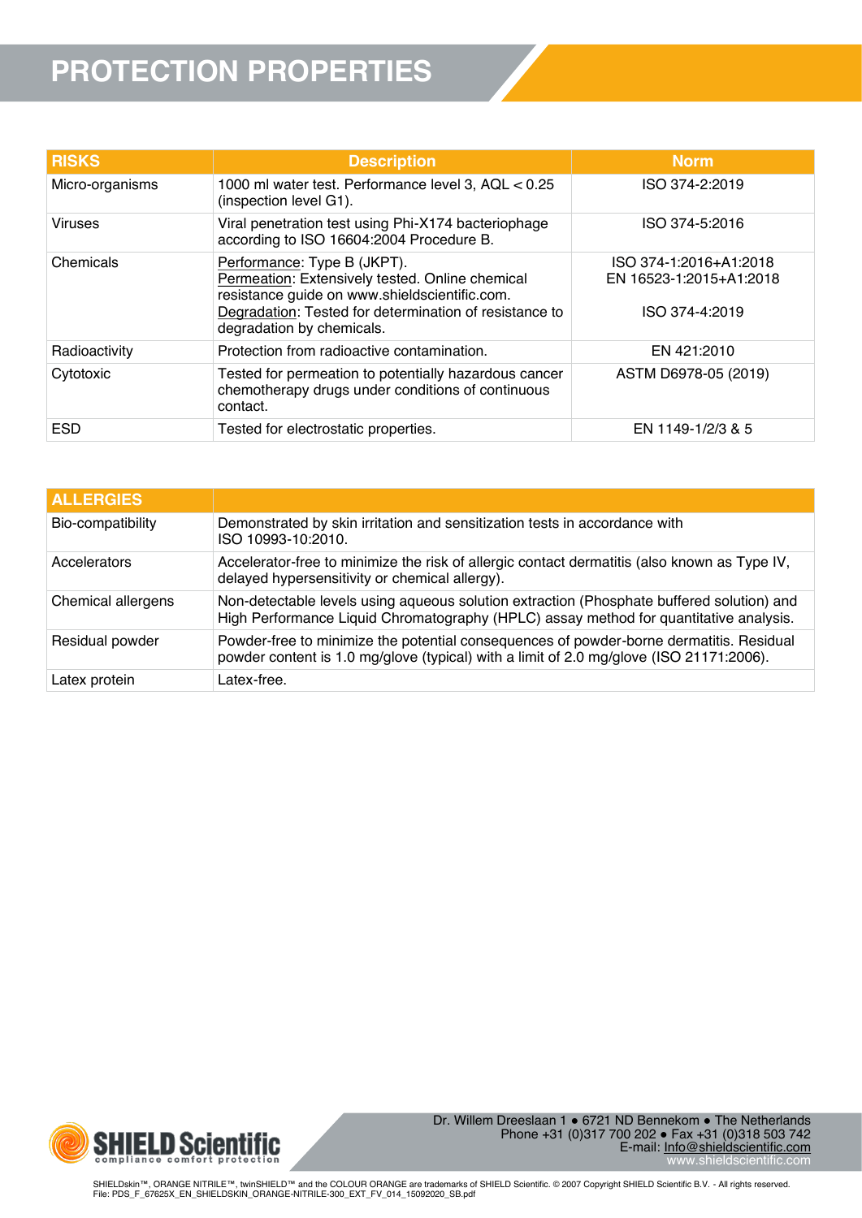# PROTECTION PROPERTIES

| RISKS | Description | Norm |
|---|---|---|
| Micro-organisms | 1000 ml water test. Performance level 3, AQL < 0.25 (inspection level G1). | ISO 374-2:2019 |
| Viruses | Viral penetration test using Phi-X174 bacteriophage according to ISO 16604:2004 Procedure B. | ISO 374-5:2016 |
| Chemicals | Performance: Type B (JKPT).<br>Permeation: Extensively tested. Online chemical resistance guide on www.shieldscientific.com.<br>Degradation: Tested for determination of resistance to degradation by chemicals. | ISO 374-1:2016+A1:2018<br>EN 16523-1:2015+A1:2018<br><br>ISO 374-4:2019 |
| Radioactivity | Protection from radioactive contamination. | EN 421:2010 |
| Cytotoxic | Tested for permeation to potentially hazardous cancer chemotherapy drugs under conditions of continuous contact. | ASTM D6978-05 (2019) |
| ESD | Tested for electrostatic properties. | EN 1149-1/2/3 & 5 |

| ALLERGIES | |
|---|---|
| Bio-compatibility | Demonstrated by skin irritation and sensitization tests in accordance with ISO 10993-10:2010. |
| Accelerators | Accelerator-free to minimize the risk of allergic contact dermatitis (also known as Type IV, delayed hypersensitivity or chemical allergy). |
| Chemical allergens | Non-detectable levels using aqueous solution extraction (Phosphate buffered solution) and High Performance Liquid Chromatography (HPLC) assay method for quantitative analysis. |
| Residual powder | Powder-free to minimize the potential consequences of powder-borne dermatitis. Residual powder content is 1.0 mg/glove (typical) with a limit of 2.0 mg/glove (ISO 21171:2006). |
| Latex protein | Latex-free. |

SHIELD Scientific
compliance comfort protection

Dr. Willem Dreeslaan 1 ● 6721 ND Bennekom ● The Netherlands
Phone +31 (0)317 700 202 ● Fax +31 (0)318 503 742
E-mail: Info@shieldscientific.com
www.shieldscientific.com

SHIELDskin™, ORANGE NITRILE™, twinSHIELD™ and the COLOUR ORANGE are trademarks of SHIELD Scientific. © 2007 Copyright SHIELD Scientific B.V. - All rights reserved.
File: PDS_F_67625X_EN_SHIELDSKIN_ORANGE-NITRILE-300_EXT_FV_014_15092020_SB.pdf